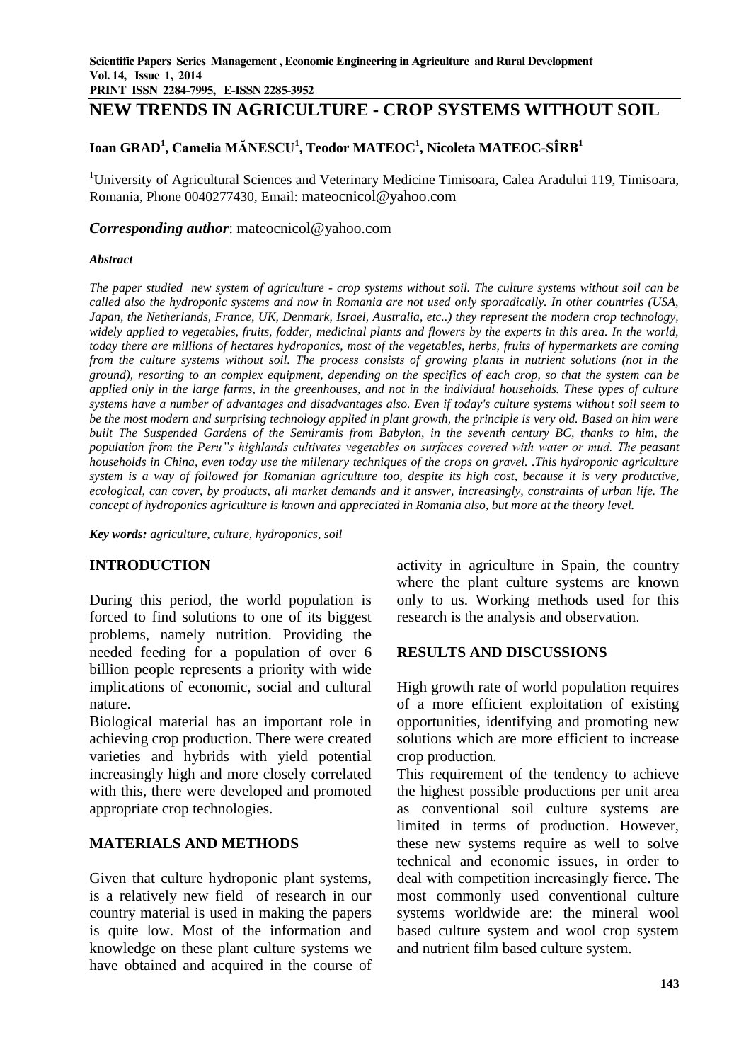# NEW TRENDS IN AGRICULTURE - CROP SYSTEMS WITHOUT SOIL

**Ioan GRAD[1], Camelia MĂNESCU[1], Teodor MATEOC[1], Nicoleta MATEOC-SÎRB[1]**

[1]University of Agricultural Sciences and Veterinary Medicine Timisoara, Calea Aradului 119, Timisoara, Romania, Phone 0040277430, Email: mateocnicol@yahoo.com

***Corresponding author***: mateocnicol@yahoo.com

***Abstract***

*The paper studied new system of agriculture - crop systems without soil. The culture systems without soil can be called also the hydroponic systems and now in Romania are not used only sporadically. In other countries (USA, Japan, the Netherlands, France, UK, Denmark, Israel, Australia, etc..) they represent the modern crop technology, widely applied to vegetables, fruits, fodder, medicinal plants and flowers by the experts in this area. In the world, today there are millions of hectares hydroponics, most of the vegetables, herbs, fruits of hypermarkets are coming from the culture systems without soil. The process consists of growing plants in nutrient solutions (not in the ground), resorting to an complex equipment, depending on the specifics of each crop, so that the system can be applied only in the large farms, in the greenhouses, and not in the individual households. These types of culture systems have a number of advantages and disadvantages also. Even if today's culture systems without soil seem to be the most modern and surprising technology applied in plant growth, the principle is very old. Based on him were built The Suspended Gardens of the Semiramis from Babylon, in the seventh century BC, thanks to him, the population from the Peru"s highlands cultivates vegetables on surfaces covered with water or mud. The peasant households in China, even today use the millenary techniques of the crops on gravel. .This hydroponic agriculture system is a way of followed for Romanian agriculture too, despite its high cost, because it is very productive, ecological, can cover, by products, all market demands and it answer, increasingly, constraints of urban life. The concept of hydroponics agriculture is known and appreciated in Romania also, but more at the theory level.*

***Key words:*** *agriculture, culture, hydroponics, soil*

## INTRODUCTION

During this period, the world population is forced to find solutions to one of its biggest problems, namely nutrition. Providing the needed feeding for a population of over 6 billion people represents a priority with wide implications of economic, social and cultural nature.

Biological material has an important role in achieving crop production. There were created varieties and hybrids with yield potential increasingly high and more closely correlated with this, there were developed and promoted appropriate crop technologies.

## MATERIALS AND METHODS

Given that culture hydroponic plant systems, is a relatively new field of research in our country material is used in making the papers is quite low. Most of the information and knowledge on these plant culture systems we have obtained and acquired in the course of activity in agriculture in Spain, the country where the plant culture systems are known only to us. Working methods used for this research is the analysis and observation.

## RESULTS AND DISCUSSIONS

High growth rate of world population requires of a more efficient exploitation of existing opportunities, identifying and promoting new solutions which are more efficient to increase crop production.

This requirement of the tendency to achieve the highest possible productions per unit area as conventional soil culture systems are limited in terms of production. However, these new systems require as well to solve technical and economic issues, in order to deal with competition increasingly fierce. The most commonly used conventional culture systems worldwide are: the mineral wool based culture system and wool crop system and nutrient film based culture system.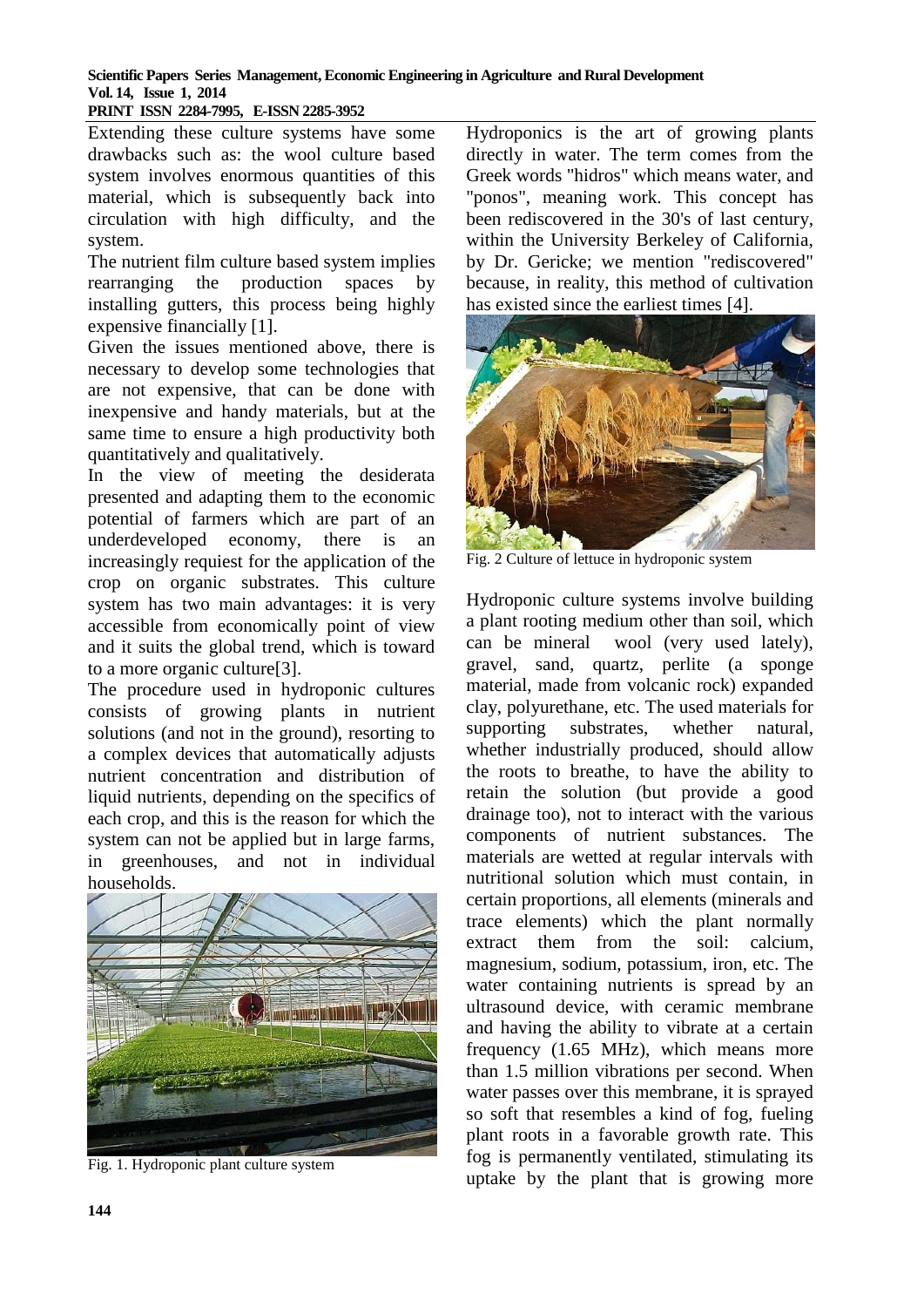Extending these culture systems have some drawbacks such as: the wool culture based system involves enormous quantities of this material, which is subsequently back into circulation with high difficulty, and the system.

The nutrient film culture based system implies rearranging the production spaces by installing gutters, this process being highly expensive financially [1].

Given the issues mentioned above, there is necessary to develop some technologies that are not expensive, that can be done with inexpensive and handy materials, but at the same time to ensure a high productivity both quantitatively and qualitatively.

In the view of meeting the desiderata presented and adapting them to the economic potential of farmers which are part of an underdeveloped economy, there is an increasingly requiest for the application of the crop on organic substrates. This culture system has two main advantages: it is very accessible from economically point of view and it suits the global trend, which is toward to a more organic culture[3].

The procedure used in hydroponic cultures consists of growing plants in nutrient solutions (and not in the ground), resorting to a complex devices that automatically adjusts nutrient concentration and distribution of liquid nutrients, depending on the specifics of each crop, and this is the reason for which the system can not be applied but in large farms, in greenhouses, and not in individual households.

Fig. 1. Hydroponic plant culture system

Hydroponics is the art of growing plants directly in water. The term comes from the Greek words "hidros" which means water, and "ponos", meaning work. This concept has been rediscovered in the 30's of last century, within the University Berkeley of California, by Dr. Gericke; we mention "rediscovered" because, in reality, this method of cultivation has existed since the earliest times [4].

Fig. 2 Culture of lettuce in hydroponic system

Hydroponic culture systems involve building a plant rooting medium other than soil, which can be mineral wool (very used lately), gravel, sand, quartz, perlite (a sponge material, made from volcanic rock) expanded clay, polyurethane, etc. The used materials for supporting substrates, whether natural, whether industrially produced, should allow the roots to breathe, to have the ability to retain the solution (but provide a good drainage too), not to interact with the various components of nutrient substances. The materials are wetted at regular intervals with nutritional solution which must contain, in certain proportions, all elements (minerals and trace elements) which the plant normally extract them from the soil: calcium, magnesium, sodium, potassium, iron, etc. The water containing nutrients is spread by an ultrasound device, with ceramic membrane and having the ability to vibrate at a certain frequency (1.65 MHz), which means more than 1.5 million vibrations per second. When water passes over this membrane, it is sprayed so soft that resembles a kind of fog, fueling plant roots in a favorable growth rate. This fog is permanently ventilated, stimulating its uptake by the plant that is growing more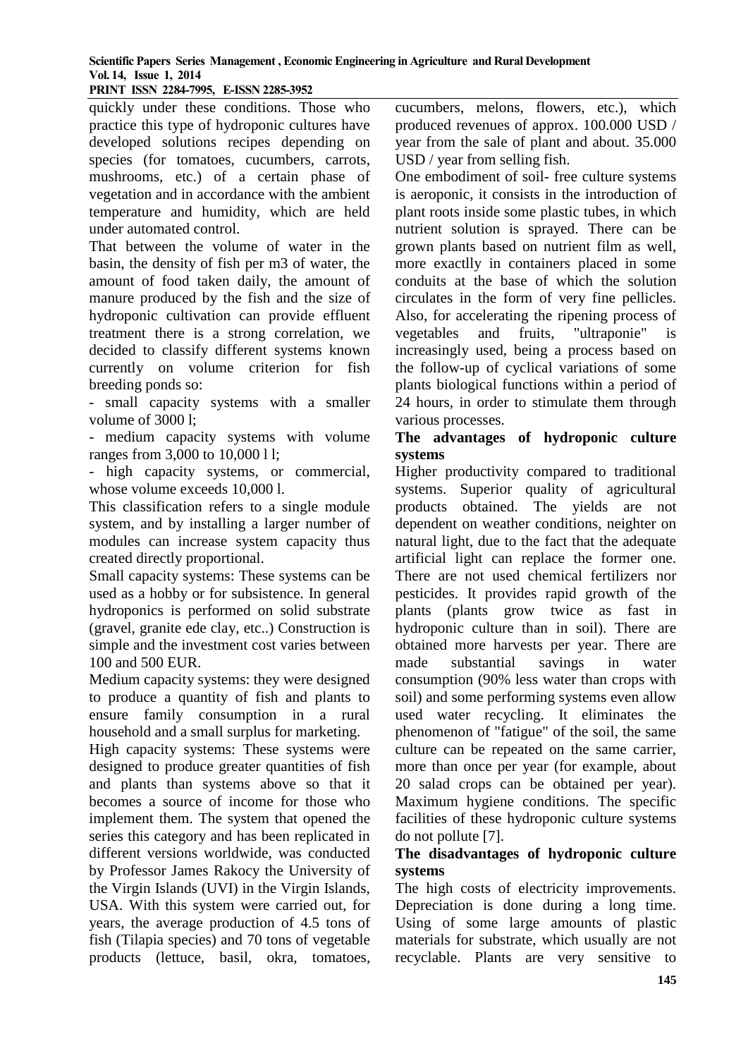quickly under these conditions. Those who practice this type of hydroponic cultures have developed solutions recipes depending on species (for tomatoes, cucumbers, carrots, mushrooms, etc.) of a certain phase of vegetation and in accordance with the ambient temperature and humidity, which are held under automated control.

That between the volume of water in the basin, the density of fish per m3 of water, the amount of food taken daily, the amount of manure produced by the fish and the size of hydroponic cultivation can provide effluent treatment there is a strong correlation, we decided to classify different systems known currently on volume criterion for fish breeding ponds so:

- small capacity systems with a smaller volume of 3000 l;
- medium capacity systems with volume ranges from 3,000 to 10,000 l l;
- high capacity systems, or commercial, whose volume exceeds 10,000 l.

This classification refers to a single module system, and by installing a larger number of modules can increase system capacity thus created directly proportional.

Small capacity systems: These systems can be used as a hobby or for subsistence. In general hydroponics is performed on solid substrate (gravel, granite ede clay, etc..) Construction is simple and the investment cost varies between 100 and 500 EUR.

Medium capacity systems: they were designed to produce a quantity of fish and plants to ensure family consumption in a rural household and a small surplus for marketing.

High capacity systems: These systems were designed to produce greater quantities of fish and plants than systems above so that it becomes a source of income for those who implement them. The system that opened the series this category and has been replicated in different versions worldwide, was conducted by Professor James Rakocy the University of the Virgin Islands (UVI) in the Virgin Islands, USA. With this system were carried out, for years, the average production of 4.5 tons of fish (Tilapia species) and 70 tons of vegetable products (lettuce, basil, okra, tomatoes, cucumbers, melons, flowers, etc.), which produced revenues of approx. 100.000 USD / year from the sale of plant and about. 35.000 USD / year from selling fish.

One embodiment of soil- free culture systems is aeroponic, it consists in the introduction of plant roots inside some plastic tubes, in which nutrient solution is sprayed. There can be grown plants based on nutrient film as well, more exactlly in containers placed in some conduits at the base of which the solution circulates in the form of very fine pellicles. Also, for accelerating the ripening process of vegetables and fruits, "ultraponie" is increasingly used, being a process based on the follow-up of cyclical variations of some plants biological functions within a period of 24 hours, in order to stimulate them through various processes.

**The advantages of hydroponic culture systems**

Higher productivity compared to traditional systems. Superior quality of agricultural products obtained. The yields are not dependent on weather conditions, neighter on natural light, due to the fact that the adequate artificial light can replace the former one. There are not used chemical fertilizers nor pesticides. It provides rapid growth of the plants (plants grow twice as fast in hydroponic culture than in soil). There are obtained more harvests per year. There are made substantial savings in water consumption (90% less water than crops with soil) and some performing systems even allow used water recycling. It eliminates the phenomenon of "fatigue" of the soil, the same culture can be repeated on the same carrier, more than once per year (for example, about 20 salad crops can be obtained per year). Maximum hygiene conditions. The specific facilities of these hydroponic culture systems do not pollute [7].

**The disadvantages of hydroponic culture systems**

The high costs of electricity improvements. Depreciation is done during a long time. Using of some large amounts of plastic materials for substrate, which usually are not recyclable. Plants are very sensitive to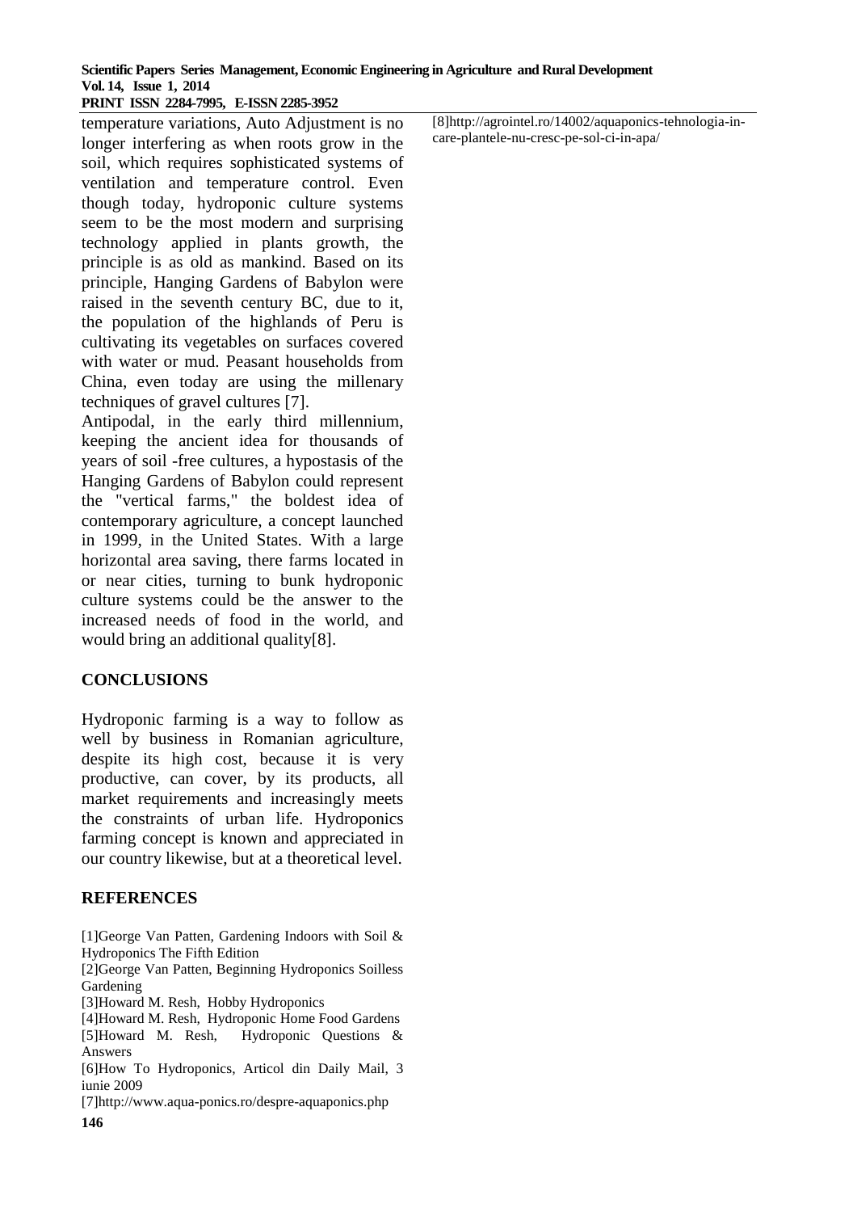temperature variations, Auto Adjustment is no longer interfering as when roots grow in the soil, which requires sophisticated systems of ventilation and temperature control. Even though today, hydroponic culture systems seem to be the most modern and surprising technology applied in plants growth, the principle is as old as mankind. Based on its principle, Hanging Gardens of Babylon were raised in the seventh century BC, due to it, the population of the highlands of Peru is cultivating its vegetables on surfaces covered with water or mud. Peasant households from China, even today are using the millenary techniques of gravel cultures [7].

Antipodal, in the early third millennium, keeping the ancient idea for thousands of years of soil -free cultures, a hypostasis of the Hanging Gardens of Babylon could represent the "vertical farms," the boldest idea of contemporary agriculture, a concept launched in 1999, in the United States. With a large horizontal area saving, there farms located in or near cities, turning to bunk hydroponic culture systems could be the answer to the increased needs of food in the world, and would bring an additional quality[8].

## CONCLUSIONS

Hydroponic farming is a way to follow as well by business in Romanian agriculture, despite its high cost, because it is very productive, can cover, by its products, all market requirements and increasingly meets the constraints of urban life. Hydroponics farming concept is known and appreciated in our country likewise, but at a theoretical level.

## REFERENCES

[1]George Van Patten, Gardening Indoors with Soil & Hydroponics The Fifth Edition

[2]George Van Patten, Beginning Hydroponics Soilless Gardening

[3]Howard M. Resh, Hobby Hydroponics

[4]Howard M. Resh, Hydroponic Home Food Gardens

[5]Howard M. Resh, Hydroponic Questions & Answers

[6]How To Hydroponics, Articol din Daily Mail, 3 iunie 2009

[7]http://www.aqua-ponics.ro/despre-aquaponics.php

[8]http://agrointel.ro/14002/aquaponics-tehnologia-in-care-plantele-nu-cresc-pe-sol-ci-in-apa/